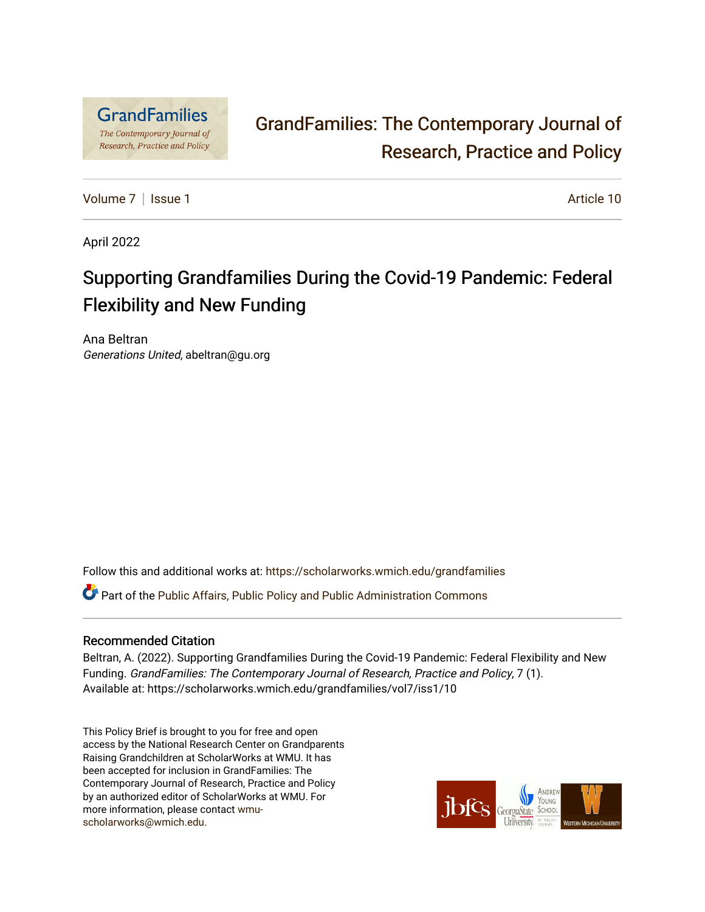# GrandFamilies: The Contemporary Journal of Research, Practice and Policy

Volume 7 | Issue 1 | Article 10

April 2022

## Supporting Grandfamilies During the Covid-19 Pandemic: Federal Flexibility and New Funding

Ana Beltran
*Generations United*, abeltran@gu.org

Follow this and additional works at: https://scholarworks.wmich.edu/grandfamilies

Part of the Public Affairs, Public Policy and Public Administration Commons

### Recommended Citation

Beltran, A. (2022). Supporting Grandfamilies During the Covid-19 Pandemic: Federal Flexibility and New Funding. *GrandFamilies: The Contemporary Journal of Research, Practice and Policy*, 7 (1).
Available at: https://scholarworks.wmich.edu/grandfamilies/vol7/iss1/10

This Policy Brief is brought to you for free and open access by the National Research Center on Grandparents Raising Grandchildren at ScholarWorks at WMU. It has been accepted for inclusion in GrandFamilies: The Contemporary Journal of Research, Practice and Policy by an authorized editor of ScholarWorks at WMU. For more information, please contact wmu-scholarworks@wmich.edu.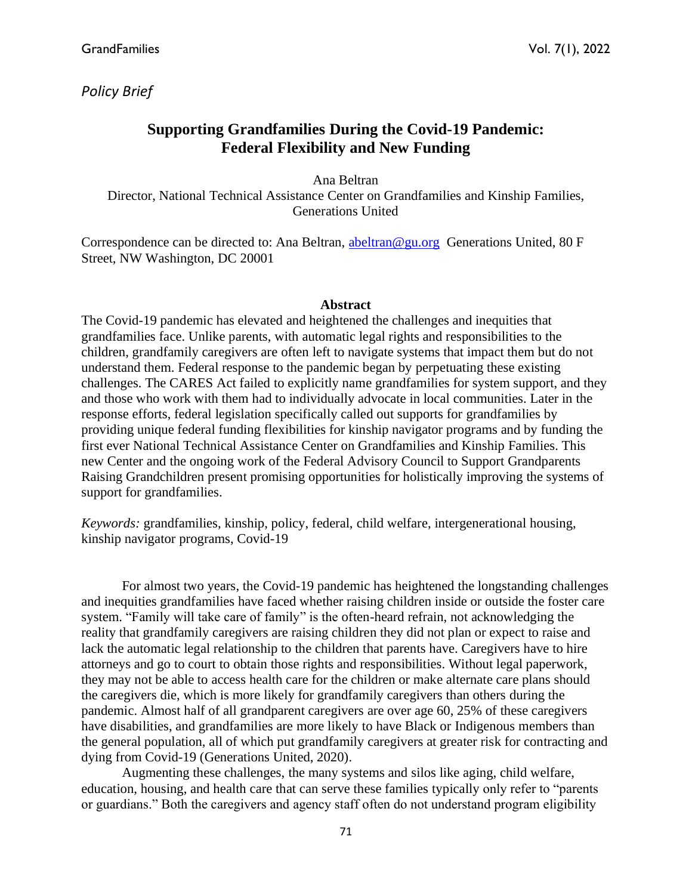*Policy Brief*

# Supporting Grandfamilies During the Covid-19 Pandemic: Federal Flexibility and New Funding

Ana Beltran
Director, National Technical Assistance Center on Grandfamilies and Kinship Families, Generations United

Correspondence can be directed to: Ana Beltran, abeltran@gu.org Generations United, 80 F Street, NW Washington, DC 20001

## Abstract

The Covid-19 pandemic has elevated and heightened the challenges and inequities that grandfamilies face. Unlike parents, with automatic legal rights and responsibilities to the children, grandfamily caregivers are often left to navigate systems that impact them but do not understand them. Federal response to the pandemic began by perpetuating these existing challenges. The CARES Act failed to explicitly name grandfamilies for system support, and they and those who work with them had to individually advocate in local communities. Later in the response efforts, federal legislation specifically called out supports for grandfamilies by providing unique federal funding flexibilities for kinship navigator programs and by funding the first ever National Technical Assistance Center on Grandfamilies and Kinship Families. This new Center and the ongoing work of the Federal Advisory Council to Support Grandparents Raising Grandchildren present promising opportunities for holistically improving the systems of support for grandfamilies.

*Keywords:* grandfamilies, kinship, policy, federal, child welfare, intergenerational housing, kinship navigator programs, Covid-19

For almost two years, the Covid-19 pandemic has heightened the longstanding challenges and inequities grandfamilies have faced whether raising children inside or outside the foster care system. "Family will take care of family" is the often-heard refrain, not acknowledging the reality that grandfamily caregivers are raising children they did not plan or expect to raise and lack the automatic legal relationship to the children that parents have. Caregivers have to hire attorneys and go to court to obtain those rights and responsibilities. Without legal paperwork, they may not be able to access health care for the children or make alternate care plans should the caregivers die, which is more likely for grandfamily caregivers than others during the pandemic. Almost half of all grandparent caregivers are over age 60, 25% of these caregivers have disabilities, and grandfamilies are more likely to have Black or Indigenous members than the general population, all of which put grandfamily caregivers at greater risk for contracting and dying from Covid-19 (Generations United, 2020).

Augmenting these challenges, the many systems and silos like aging, child welfare, education, housing, and health care that can serve these families typically only refer to "parents or guardians." Both the caregivers and agency staff often do not understand program eligibility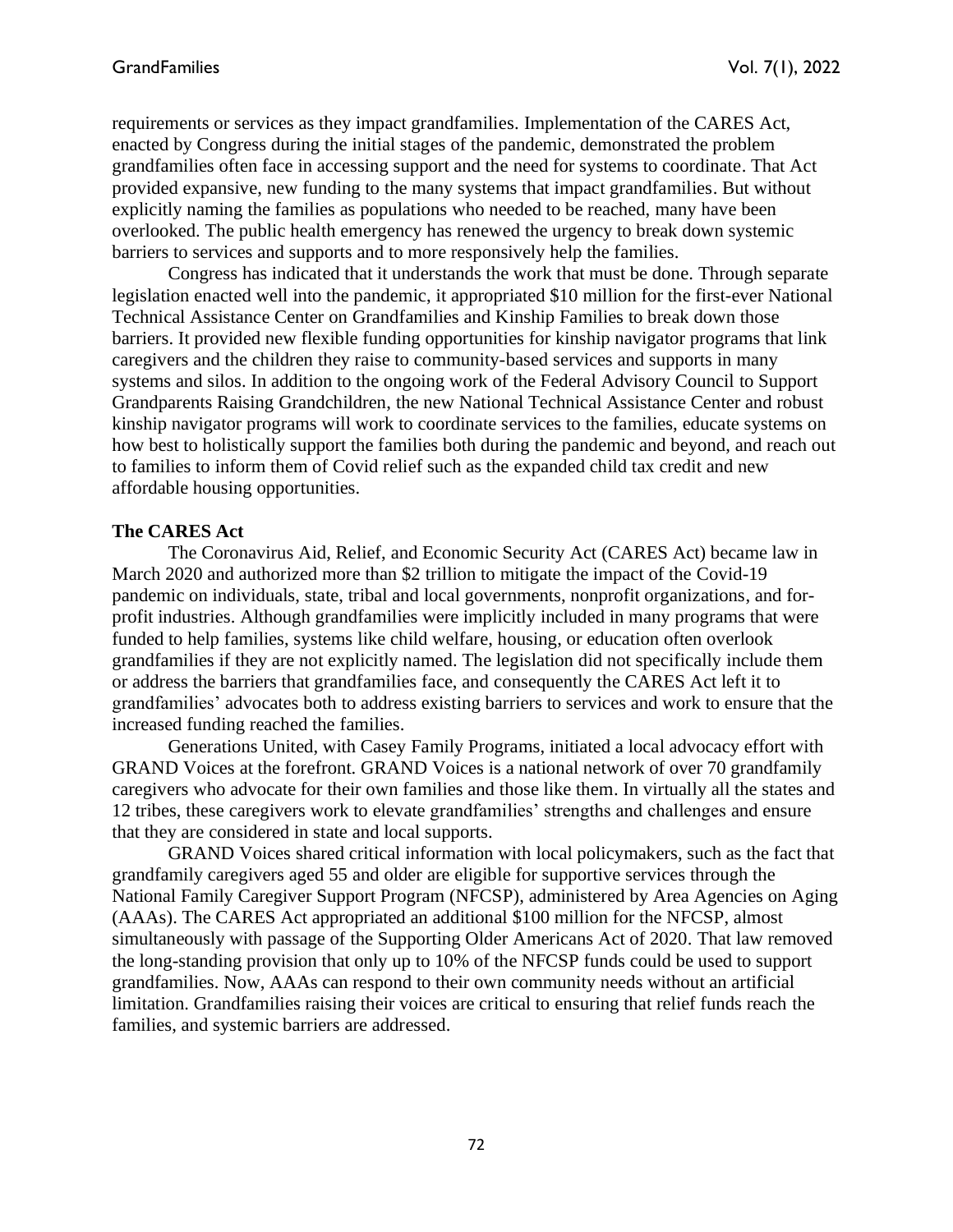requirements or services as they impact grandfamilies. Implementation of the CARES Act, enacted by Congress during the initial stages of the pandemic, demonstrated the problem grandfamilies often face in accessing support and the need for systems to coordinate. That Act provided expansive, new funding to the many systems that impact grandfamilies. But without explicitly naming the families as populations who needed to be reached, many have been overlooked. The public health emergency has renewed the urgency to break down systemic barriers to services and supports and to more responsively help the families.

Congress has indicated that it understands the work that must be done. Through separate legislation enacted well into the pandemic, it appropriated $10 million for the first-ever National Technical Assistance Center on Grandfamilies and Kinship Families to break down those barriers. It provided new flexible funding opportunities for kinship navigator programs that link caregivers and the children they raise to community-based services and supports in many systems and silos. In addition to the ongoing work of the Federal Advisory Council to Support Grandparents Raising Grandchildren, the new National Technical Assistance Center and robust kinship navigator programs will work to coordinate services to the families, educate systems on how best to holistically support the families both during the pandemic and beyond, and reach out to families to inform them of Covid relief such as the expanded child tax credit and new affordable housing opportunities.

**The CARES Act**

The Coronavirus Aid, Relief, and Economic Security Act (CARES Act) became law in March 2020 and authorized more than $2 trillion to mitigate the impact of the Covid-19 pandemic on individuals, state, tribal and local governments, nonprofit organizations, and for-profit industries. Although grandfamilies were implicitly included in many programs that were funded to help families, systems like child welfare, housing, or education often overlook grandfamilies if they are not explicitly named. The legislation did not specifically include them or address the barriers that grandfamilies face, and consequently the CARES Act left it to grandfamilies' advocates both to address existing barriers to services and work to ensure that the increased funding reached the families.

Generations United, with Casey Family Programs, initiated a local advocacy effort with GRAND Voices at the forefront. GRAND Voices is a national network of over 70 grandfamily caregivers who advocate for their own families and those like them. In virtually all the states and 12 tribes, these caregivers work to elevate grandfamilies' strengths and challenges and ensure that they are considered in state and local supports.

GRAND Voices shared critical information with local policymakers, such as the fact that grandfamily caregivers aged 55 and older are eligible for supportive services through the National Family Caregiver Support Program (NFCSP), administered by Area Agencies on Aging (AAAs). The CARES Act appropriated an additional $100 million for the NFCSP, almost simultaneously with passage of the Supporting Older Americans Act of 2020. That law removed the long-standing provision that only up to 10% of the NFCSP funds could be used to support grandfamilies. Now, AAAs can respond to their own community needs without an artificial limitation. Grandfamilies raising their voices are critical to ensuring that relief funds reach the families, and systemic barriers are addressed.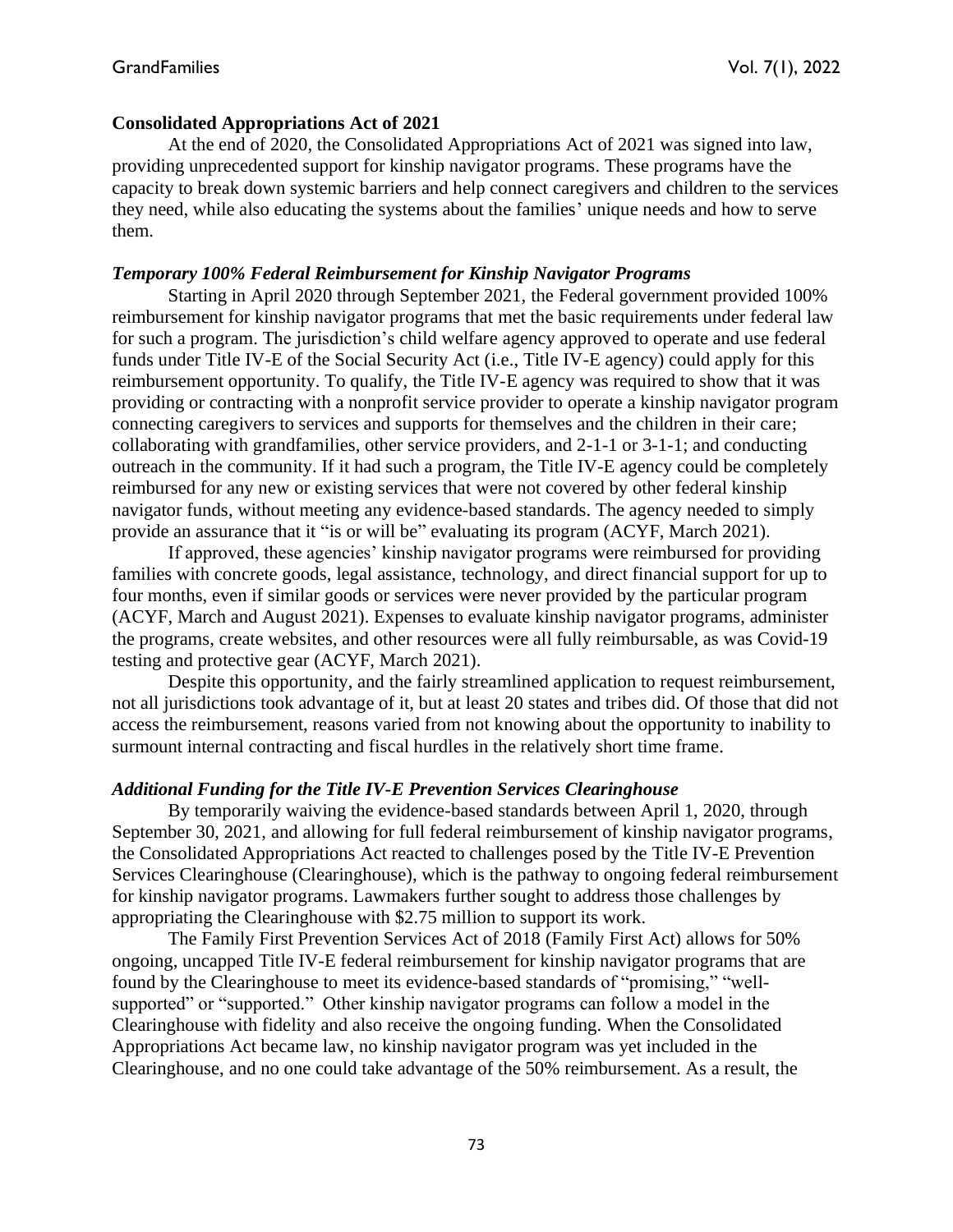## Consolidated Appropriations Act of 2021

At the end of 2020, the Consolidated Appropriations Act of 2021 was signed into law, providing unprecedented support for kinship navigator programs. These programs have the capacity to break down systemic barriers and help connect caregivers and children to the services they need, while also educating the systems about the families' unique needs and how to serve them.

### *Temporary 100% Federal Reimbursement for Kinship Navigator Programs*

Starting in April 2020 through September 2021, the Federal government provided 100% reimbursement for kinship navigator programs that met the basic requirements under federal law for such a program. The jurisdiction's child welfare agency approved to operate and use federal funds under Title IV-E of the Social Security Act (i.e., Title IV-E agency) could apply for this reimbursement opportunity. To qualify, the Title IV-E agency was required to show that it was providing or contracting with a nonprofit service provider to operate a kinship navigator program connecting caregivers to services and supports for themselves and the children in their care; collaborating with grandfamilies, other service providers, and 2-1-1 or 3-1-1; and conducting outreach in the community. If it had such a program, the Title IV-E agency could be completely reimbursed for any new or existing services that were not covered by other federal kinship navigator funds, without meeting any evidence-based standards. The agency needed to simply provide an assurance that it "is or will be" evaluating its program (ACYF, March 2021).

If approved, these agencies' kinship navigator programs were reimbursed for providing families with concrete goods, legal assistance, technology, and direct financial support for up to four months, even if similar goods or services were never provided by the particular program (ACYF, March and August 2021). Expenses to evaluate kinship navigator programs, administer the programs, create websites, and other resources were all fully reimbursable, as was Covid-19 testing and protective gear (ACYF, March 2021).

Despite this opportunity, and the fairly streamlined application to request reimbursement, not all jurisdictions took advantage of it, but at least 20 states and tribes did. Of those that did not access the reimbursement, reasons varied from not knowing about the opportunity to inability to surmount internal contracting and fiscal hurdles in the relatively short time frame.

### *Additional Funding for the Title IV-E Prevention Services Clearinghouse*

By temporarily waiving the evidence-based standards between April 1, 2020, through September 30, 2021, and allowing for full federal reimbursement of kinship navigator programs, the Consolidated Appropriations Act reacted to challenges posed by the Title IV-E Prevention Services Clearinghouse (Clearinghouse), which is the pathway to ongoing federal reimbursement for kinship navigator programs. Lawmakers further sought to address those challenges by appropriating the Clearinghouse with $2.75 million to support its work.

The Family First Prevention Services Act of 2018 (Family First Act) allows for 50% ongoing, uncapped Title IV-E federal reimbursement for kinship navigator programs that are found by the Clearinghouse to meet its evidence-based standards of "promising," "well-supported" or "supported." Other kinship navigator programs can follow a model in the Clearinghouse with fidelity and also receive the ongoing funding. When the Consolidated Appropriations Act became law, no kinship navigator program was yet included in the Clearinghouse, and no one could take advantage of the 50% reimbursement. As a result, the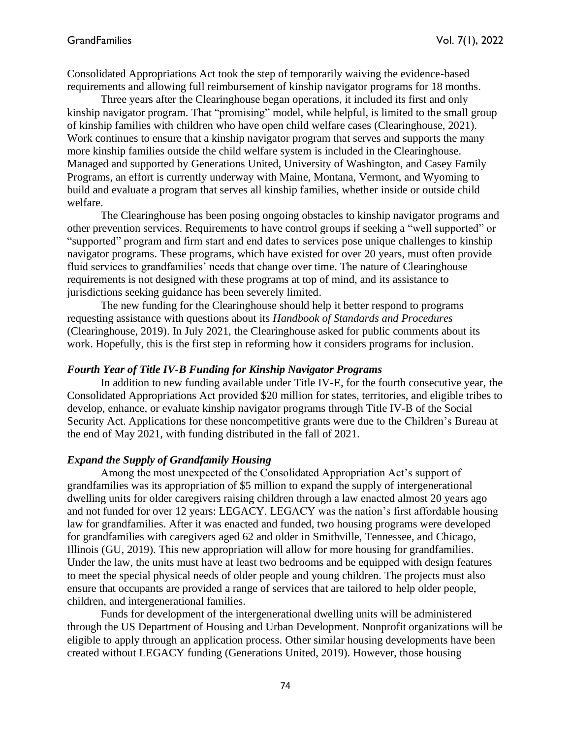Consolidated Appropriations Act took the step of temporarily waiving the evidence-based requirements and allowing full reimbursement of kinship navigator programs for 18 months.

Three years after the Clearinghouse began operations, it included its first and only kinship navigator program. That "promising" model, while helpful, is limited to the small group of kinship families with children who have open child welfare cases (Clearinghouse, 2021). Work continues to ensure that a kinship navigator program that serves and supports the many more kinship families outside the child welfare system is included in the Clearinghouse. Managed and supported by Generations United, University of Washington, and Casey Family Programs, an effort is currently underway with Maine, Montana, Vermont, and Wyoming to build and evaluate a program that serves all kinship families, whether inside or outside child welfare.

The Clearinghouse has been posing ongoing obstacles to kinship navigator programs and other prevention services. Requirements to have control groups if seeking a "well supported" or "supported" program and firm start and end dates to services pose unique challenges to kinship navigator programs. These programs, which have existed for over 20 years, must often provide fluid services to grandfamilies' needs that change over time. The nature of Clearinghouse requirements is not designed with these programs at top of mind, and its assistance to jurisdictions seeking guidance has been severely limited.

The new funding for the Clearinghouse should help it better respond to programs requesting assistance with questions about its *Handbook of Standards and Procedures* (Clearinghouse, 2019). In July 2021, the Clearinghouse asked for public comments about its work. Hopefully, this is the first step in reforming how it considers programs for inclusion.

### *Fourth Year of Title IV-B Funding for Kinship Navigator Programs*

In addition to new funding available under Title IV-E, for the fourth consecutive year, the Consolidated Appropriations Act provided $20 million for states, territories, and eligible tribes to develop, enhance, or evaluate kinship navigator programs through Title IV-B of the Social Security Act. Applications for these noncompetitive grants were due to the Children's Bureau at the end of May 2021, with funding distributed in the fall of 2021.

### *Expand the Supply of Grandfamily Housing*

Among the most unexpected of the Consolidated Appropriation Act's support of grandfamilies was its appropriation of $5 million to expand the supply of intergenerational dwelling units for older caregivers raising children through a law enacted almost 20 years ago and not funded for over 12 years: LEGACY. LEGACY was the nation's first affordable housing law for grandfamilies. After it was enacted and funded, two housing programs were developed for grandfamilies with caregivers aged 62 and older in Smithville, Tennessee, and Chicago, Illinois (GU, 2019). This new appropriation will allow for more housing for grandfamilies. Under the law, the units must have at least two bedrooms and be equipped with design features to meet the special physical needs of older people and young children. The projects must also ensure that occupants are provided a range of services that are tailored to help older people, children, and intergenerational families.

Funds for development of the intergenerational dwelling units will be administered through the US Department of Housing and Urban Development. Nonprofit organizations will be eligible to apply through an application process. Other similar housing developments have been created without LEGACY funding (Generations United, 2019). However, those housing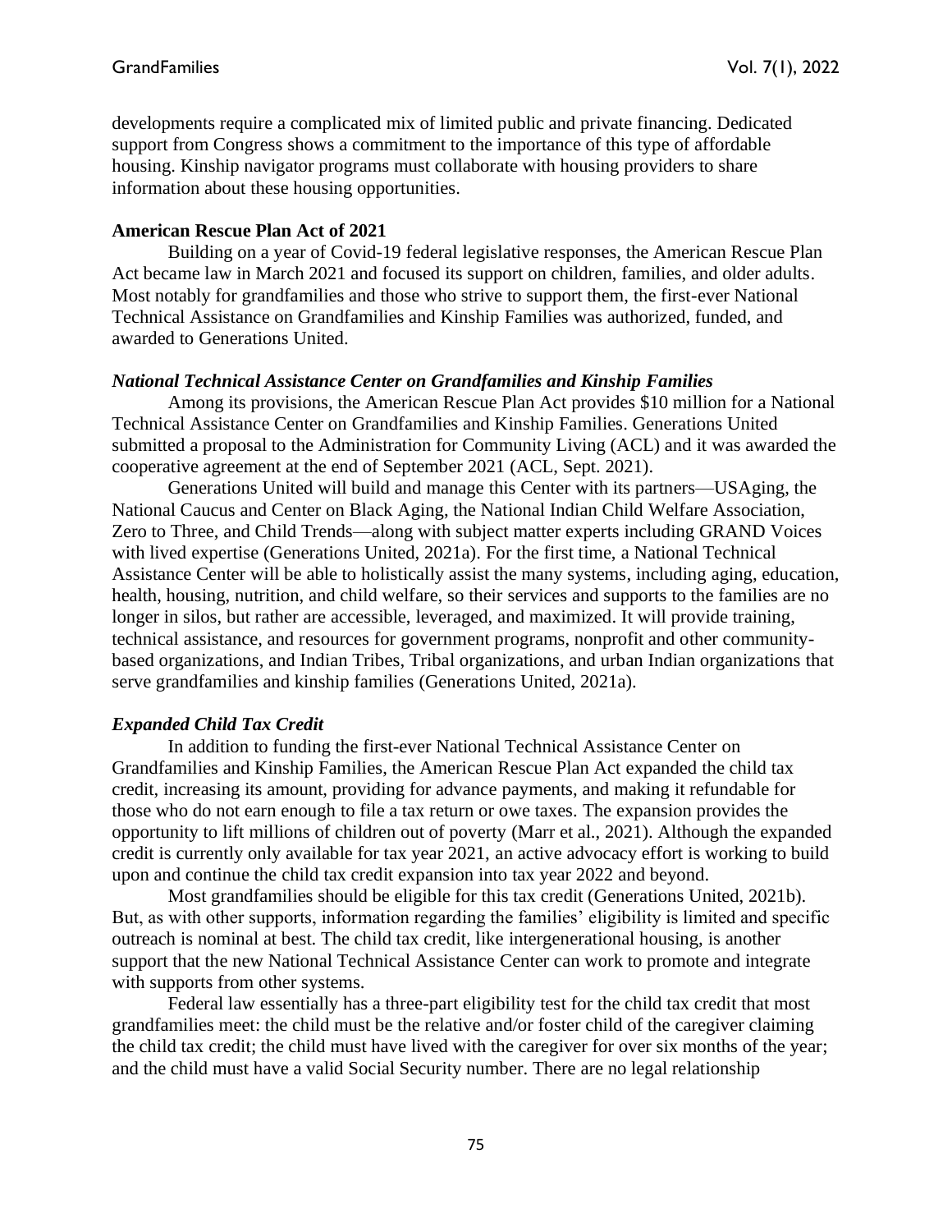developments require a complicated mix of limited public and private financing. Dedicated support from Congress shows a commitment to the importance of this type of affordable housing. Kinship navigator programs must collaborate with housing providers to share information about these housing opportunities.

### American Rescue Plan Act of 2021

Building on a year of Covid-19 federal legislative responses, the American Rescue Plan Act became law in March 2021 and focused its support on children, families, and older adults. Most notably for grandfamilies and those who strive to support them, the first-ever National Technical Assistance on Grandfamilies and Kinship Families was authorized, funded, and awarded to Generations United.

#### *National Technical Assistance Center on Grandfamilies and Kinship Families*

Among its provisions, the American Rescue Plan Act provides $10 million for a National Technical Assistance Center on Grandfamilies and Kinship Families. Generations United submitted a proposal to the Administration for Community Living (ACL) and it was awarded the cooperative agreement at the end of September 2021 (ACL, Sept. 2021).

Generations United will build and manage this Center with its partners—USAging, the National Caucus and Center on Black Aging, the National Indian Child Welfare Association, Zero to Three, and Child Trends—along with subject matter experts including GRAND Voices with lived expertise (Generations United, 2021a). For the first time, a National Technical Assistance Center will be able to holistically assist the many systems, including aging, education, health, housing, nutrition, and child welfare, so their services and supports to the families are no longer in silos, but rather are accessible, leveraged, and maximized. It will provide training, technical assistance, and resources for government programs, nonprofit and other community-based organizations, and Indian Tribes, Tribal organizations, and urban Indian organizations that serve grandfamilies and kinship families (Generations United, 2021a).

#### *Expanded Child Tax Credit*

In addition to funding the first-ever National Technical Assistance Center on Grandfamilies and Kinship Families, the American Rescue Plan Act expanded the child tax credit, increasing its amount, providing for advance payments, and making it refundable for those who do not earn enough to file a tax return or owe taxes. The expansion provides the opportunity to lift millions of children out of poverty (Marr et al., 2021). Although the expanded credit is currently only available for tax year 2021, an active advocacy effort is working to build upon and continue the child tax credit expansion into tax year 2022 and beyond.

Most grandfamilies should be eligible for this tax credit (Generations United, 2021b). But, as with other supports, information regarding the families' eligibility is limited and specific outreach is nominal at best. The child tax credit, like intergenerational housing, is another support that the new National Technical Assistance Center can work to promote and integrate with supports from other systems.

Federal law essentially has a three-part eligibility test for the child tax credit that most grandfamilies meet: the child must be the relative and/or foster child of the caregiver claiming the child tax credit; the child must have lived with the caregiver for over six months of the year; and the child must have a valid Social Security number. There are no legal relationship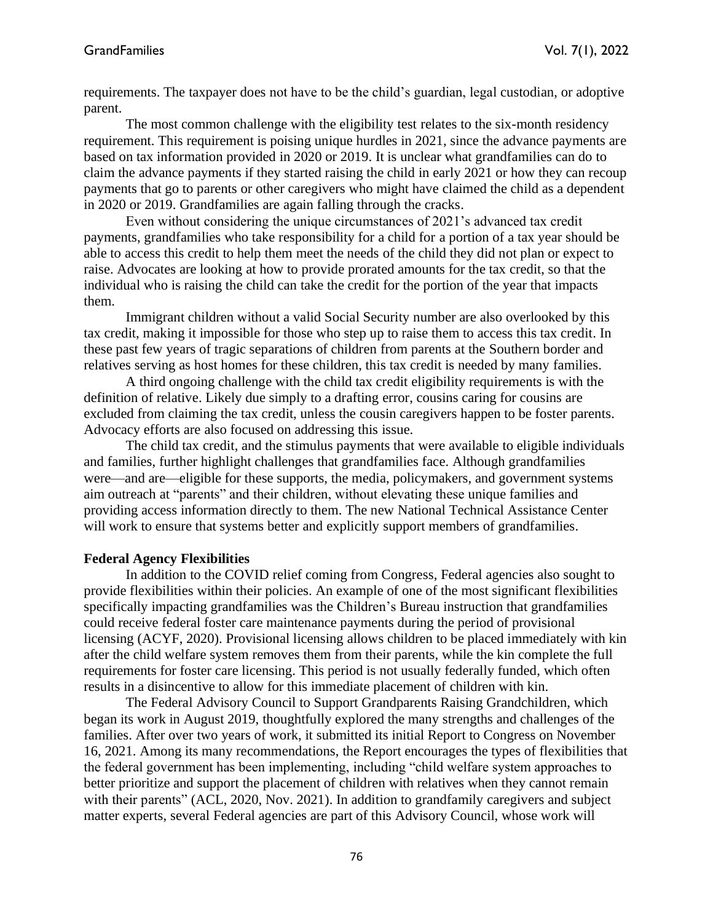requirements. The taxpayer does not have to be the child's guardian, legal custodian, or adoptive parent.

The most common challenge with the eligibility test relates to the six-month residency requirement. This requirement is poising unique hurdles in 2021, since the advance payments are based on tax information provided in 2020 or 2019. It is unclear what grandfamilies can do to claim the advance payments if they started raising the child in early 2021 or how they can recoup payments that go to parents or other caregivers who might have claimed the child as a dependent in 2020 or 2019. Grandfamilies are again falling through the cracks.

Even without considering the unique circumstances of 2021's advanced tax credit payments, grandfamilies who take responsibility for a child for a portion of a tax year should be able to access this credit to help them meet the needs of the child they did not plan or expect to raise. Advocates are looking at how to provide prorated amounts for the tax credit, so that the individual who is raising the child can take the credit for the portion of the year that impacts them.

Immigrant children without a valid Social Security number are also overlooked by this tax credit, making it impossible for those who step up to raise them to access this tax credit. In these past few years of tragic separations of children from parents at the Southern border and relatives serving as host homes for these children, this tax credit is needed by many families.

A third ongoing challenge with the child tax credit eligibility requirements is with the definition of relative. Likely due simply to a drafting error, cousins caring for cousins are excluded from claiming the tax credit, unless the cousin caregivers happen to be foster parents. Advocacy efforts are also focused on addressing this issue.

The child tax credit, and the stimulus payments that were available to eligible individuals and families, further highlight challenges that grandfamilies face. Although grandfamilies were—and are—eligible for these supports, the media, policymakers, and government systems aim outreach at "parents" and their children, without elevating these unique families and providing access information directly to them. The new National Technical Assistance Center will work to ensure that systems better and explicitly support members of grandfamilies.

**Federal Agency Flexibilities**

In addition to the COVID relief coming from Congress, Federal agencies also sought to provide flexibilities within their policies. An example of one of the most significant flexibilities specifically impacting grandfamilies was the Children's Bureau instruction that grandfamilies could receive federal foster care maintenance payments during the period of provisional licensing (ACYF, 2020). Provisional licensing allows children to be placed immediately with kin after the child welfare system removes them from their parents, while the kin complete the full requirements for foster care licensing. This period is not usually federally funded, which often results in a disincentive to allow for this immediate placement of children with kin.

The Federal Advisory Council to Support Grandparents Raising Grandchildren, which began its work in August 2019, thoughtfully explored the many strengths and challenges of the families. After over two years of work, it submitted its initial Report to Congress on November 16, 2021. Among its many recommendations, the Report encourages the types of flexibilities that the federal government has been implementing, including "child welfare system approaches to better prioritize and support the placement of children with relatives when they cannot remain with their parents" (ACL, 2020, Nov. 2021). In addition to grandfamily caregivers and subject matter experts, several Federal agencies are part of this Advisory Council, whose work will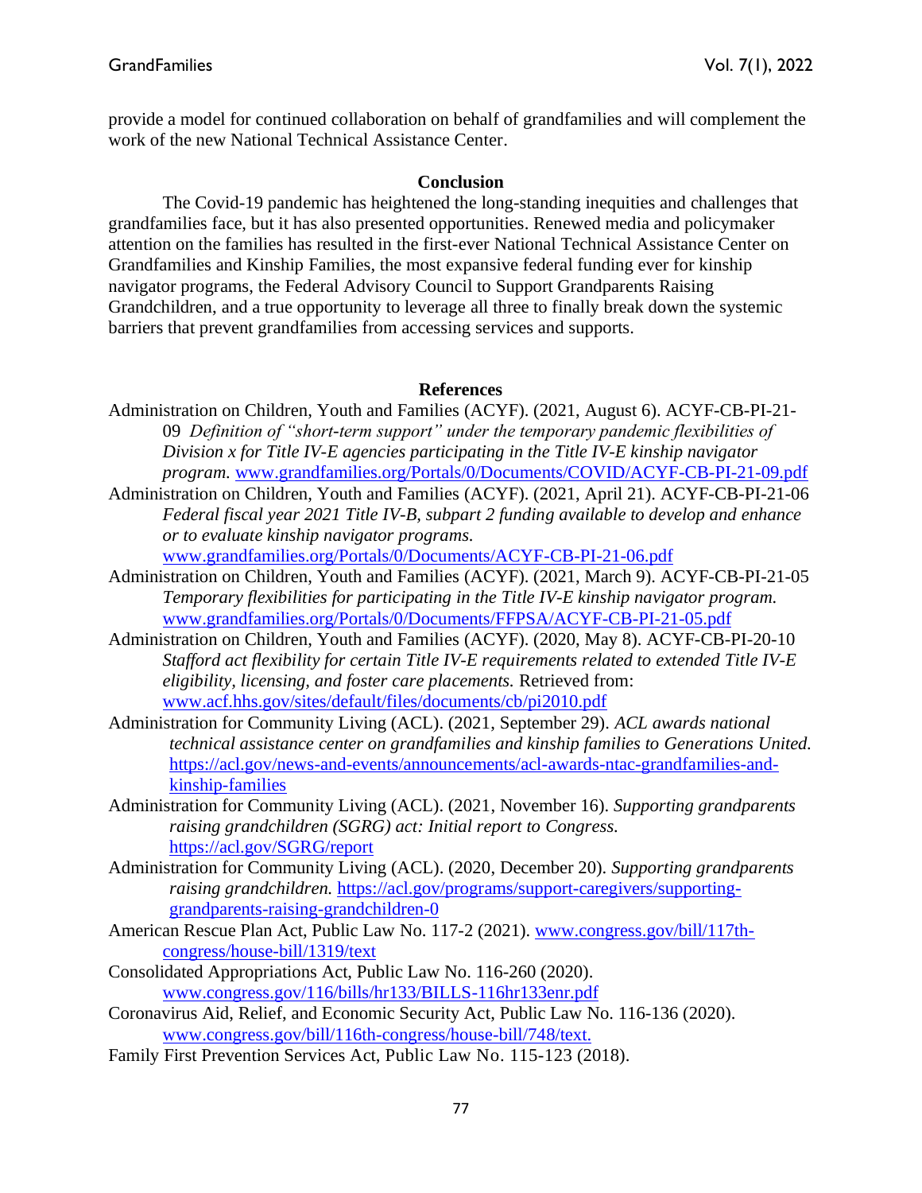provide a model for continued collaboration on behalf of grandfamilies and will complement the work of the new National Technical Assistance Center.

## Conclusion

The Covid-19 pandemic has heightened the long-standing inequities and challenges that grandfamilies face, but it has also presented opportunities. Renewed media and policymaker attention on the families has resulted in the first-ever National Technical Assistance Center on Grandfamilies and Kinship Families, the most expansive federal funding ever for kinship navigator programs, the Federal Advisory Council to Support Grandparents Raising Grandchildren, and a true opportunity to leverage all three to finally break down the systemic barriers that prevent grandfamilies from accessing services and supports.

## References

Administration on Children, Youth and Families (ACYF). (2021, August 6). ACYF-CB-PI-21-09 *Definition of "short-term support" under the temporary pandemic flexibilities of Division x for Title IV-E agencies participating in the Title IV-E kinship navigator program.* www.grandfamilies.org/Portals/0/Documents/COVID/ACYF-CB-PI-21-09.pdf

Administration on Children, Youth and Families (ACYF). (2021, April 21). ACYF-CB-PI-21-06 *Federal fiscal year 2021 Title IV-B, subpart 2 funding available to develop and enhance or to evaluate kinship navigator programs.* www.grandfamilies.org/Portals/0/Documents/ACYF-CB-PI-21-06.pdf

Administration on Children, Youth and Families (ACYF). (2021, March 9). ACYF-CB-PI-21-05 *Temporary flexibilities for participating in the Title IV-E kinship navigator program.* www.grandfamilies.org/Portals/0/Documents/FFPSA/ACYF-CB-PI-21-05.pdf

Administration on Children, Youth and Families (ACYF). (2020, May 8). ACYF-CB-PI-20-10 *Stafford act flexibility for certain Title IV-E requirements related to extended Title IV-E eligibility, licensing, and foster care placements.* Retrieved from: www.acf.hhs.gov/sites/default/files/documents/cb/pi2010.pdf

Administration for Community Living (ACL). (2021, September 29). *ACL awards national technical assistance center on grandfamilies and kinship families to Generations United.* https://acl.gov/news-and-events/announcements/acl-awards-ntac-grandfamilies-and-kinship-families

Administration for Community Living (ACL). (2021, November 16). *Supporting grandparents raising grandchildren (SGRG) act: Initial report to Congress.* https://acl.gov/SGRG/report

Administration for Community Living (ACL). (2020, December 20). *Supporting grandparents raising grandchildren.* https://acl.gov/programs/support-caregivers/supporting-grandparents-raising-grandchildren-0

American Rescue Plan Act, Public Law No. 117-2 (2021). www.congress.gov/bill/117th-congress/house-bill/1319/text

Consolidated Appropriations Act, Public Law No. 116-260 (2020). www.congress.gov/116/bills/hr133/BILLS-116hr133enr.pdf

Coronavirus Aid, Relief, and Economic Security Act, Public Law No. 116-136 (2020). www.congress.gov/bill/116th-congress/house-bill/748/text.

Family First Prevention Services Act, Public Law No. 115-123 (2018).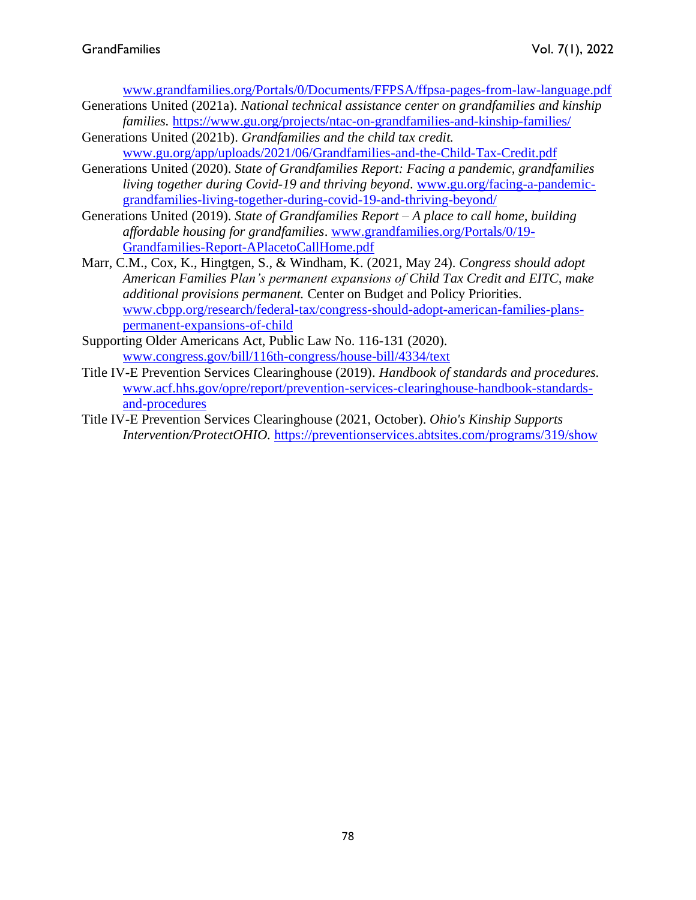www.grandfamilies.org/Portals/0/Documents/FFPSA/ffpsa-pages-from-law-language.pdf

Generations United (2021a). *National technical assistance center on grandfamilies and kinship families.* https://www.gu.org/projects/ntac-on-grandfamilies-and-kinship-families/

Generations United (2021b). *Grandfamilies and the child tax credit.* www.gu.org/app/uploads/2021/06/Grandfamilies-and-the-Child-Tax-Credit.pdf

Generations United (2020). *State of Grandfamilies Report: Facing a pandemic, grandfamilies living together during Covid-19 and thriving beyond*. www.gu.org/facing-a-pandemic-grandfamilies-living-together-during-covid-19-and-thriving-beyond/

Generations United (2019). *State of Grandfamilies Report – A place to call home, building affordable housing for grandfamilies*. www.grandfamilies.org/Portals/0/19-Grandfamilies-Report-APlacetoCallHome.pdf

Marr, C.M., Cox, K., Hingtgen, S., & Windham, K. (2021, May 24). *Congress should adopt American Families Plan's permanent expansions of Child Tax Credit and EITC, make additional provisions permanent.* Center on Budget and Policy Priorities. www.cbpp.org/research/federal-tax/congress-should-adopt-american-families-plans-permanent-expansions-of-child

Supporting Older Americans Act, Public Law No. 116-131 (2020). www.congress.gov/bill/116th-congress/house-bill/4334/text

Title IV-E Prevention Services Clearinghouse (2019). *Handbook of standards and procedures.* www.acf.hhs.gov/opre/report/prevention-services-clearinghouse-handbook-standards-and-procedures

Title IV-E Prevention Services Clearinghouse (2021, October). *Ohio's Kinship Supports Intervention/ProtectOHIO.* https://preventionservices.abtsites.com/programs/319/show